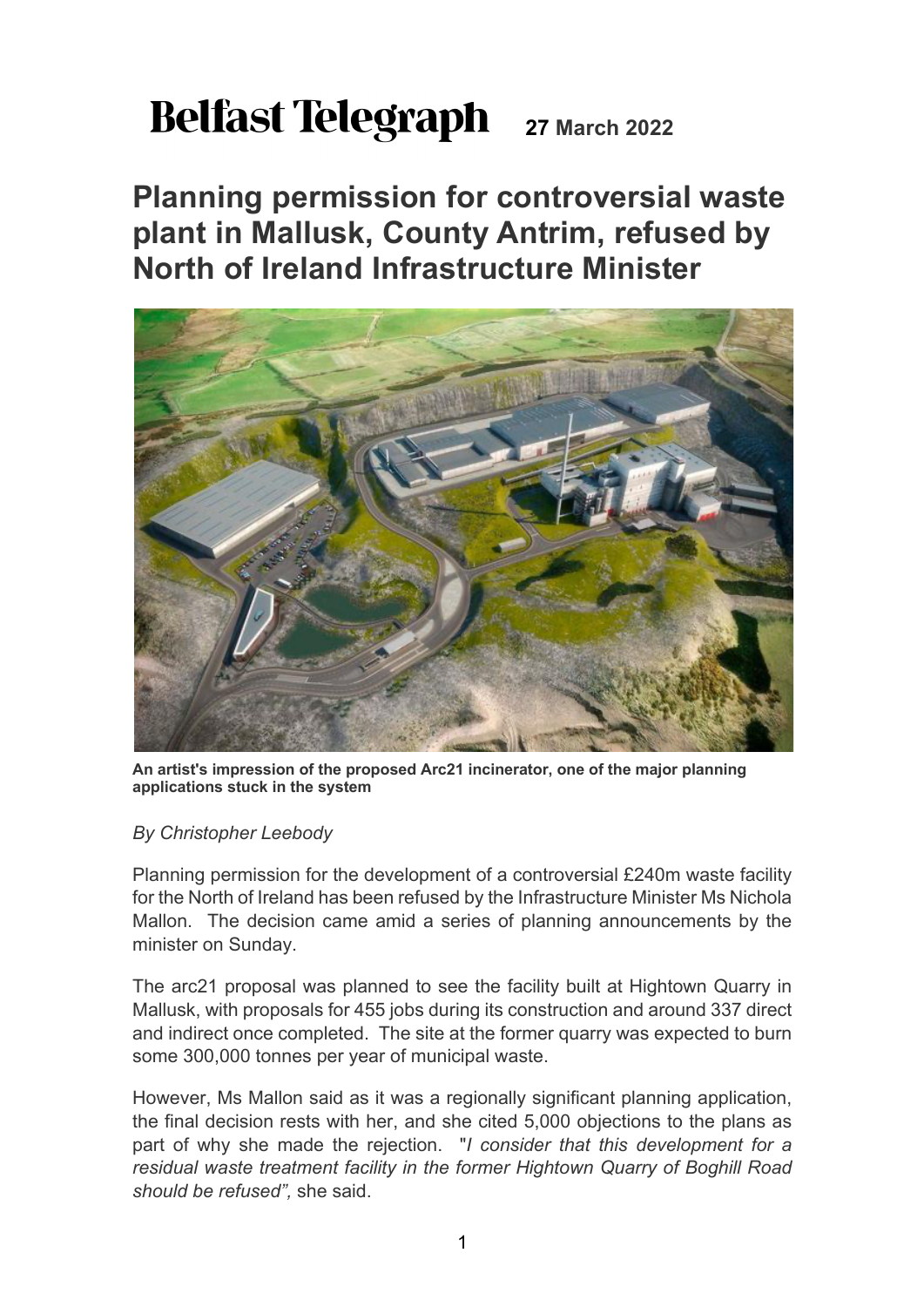**Belfast Telegraph** **27 March 2022**

# Planning permission for controversial waste plant in Mallusk, County Antrim, refused by North of Ireland Infrastructure Minister

**An artist's impression of the proposed Arc21 incinerator, one of the major planning applications stuck in the system**

*By Christopher Leebody*

Planning permission for the development of a controversial £240m waste facility for the North of Ireland has been refused by the Infrastructure Minister Ms Nichola Mallon. The decision came amid a series of planning announcements by the minister on Sunday.

The arc21 proposal was planned to see the facility built at Hightown Quarry in Mallusk, with proposals for 455 jobs during its construction and around 337 direct and indirect once completed. The site at the former quarry was expected to burn some 300,000 tonnes per year of municipal waste.

However, Ms Mallon said as it was a regionally significant planning application, the final decision rests with her, and she cited 5,000 objections to the plans as part of why she made the rejection. "*I consider that this development for a residual waste treatment facility in the former Hightown Quarry of Boghill Road should be refused",* she said.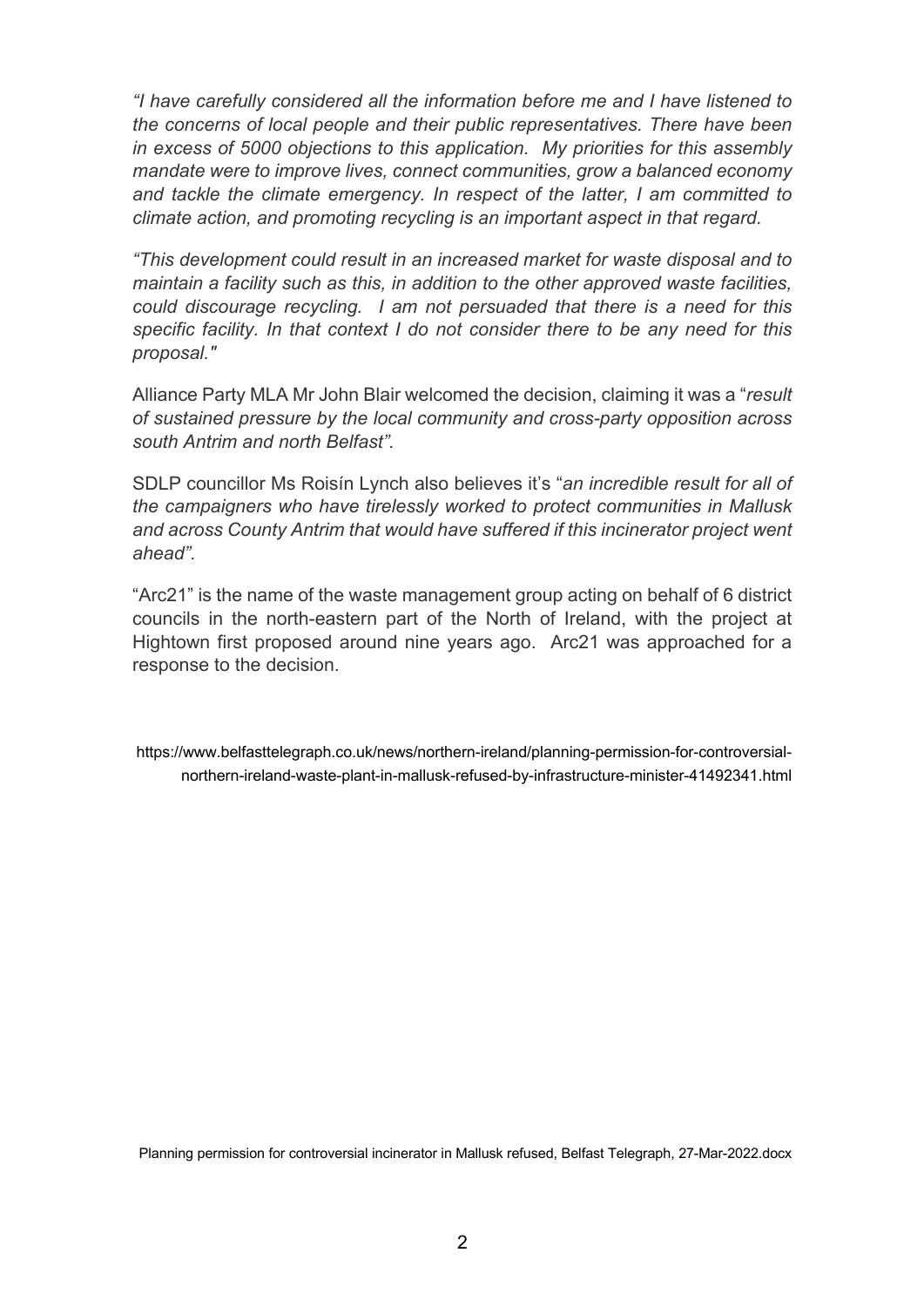*“I have carefully considered all the information before me and I have listened to the concerns of local people and their public representatives. There have been in excess of 5000 objections to this application. My priorities for this assembly mandate were to improve lives, connect communities, grow a balanced economy and tackle the climate emergency. In respect of the latter, I am committed to climate action, and promoting recycling is an important aspect in that regard.*

*“This development could result in an increased market for waste disposal and to maintain a facility such as this, in addition to the other approved waste facilities, could discourage recycling. I am not persuaded that there is a need for this specific facility. In that context I do not consider there to be any need for this proposal."*

Alliance Party MLA Mr John Blair welcomed the decision, claiming it was a “*result of sustained pressure by the local community and cross-party opposition across south Antrim and north Belfast”.*

SDLP councillor Ms Roisín Lynch also believes it’s “*an incredible result for all of the campaigners who have tirelessly worked to protect communities in Mallusk and across County Antrim that would have suffered if this incinerator project went ahead”.*

“Arc21” is the name of the waste management group acting on behalf of 6 district councils in the north-eastern part of the North of Ireland, with the project at Hightown first proposed around nine years ago. Arc21 was approached for a response to the decision.

https://www.belfasttelegraph.co.uk/news/northern-ireland/planning-permission-for-controversial-northern-ireland-waste-plant-in-mallusk-refused-by-infrastructure-minister-41492341.html

Planning permission for controversial incinerator in Mallusk refused, Belfast Telegraph, 27-Mar-2022.docx